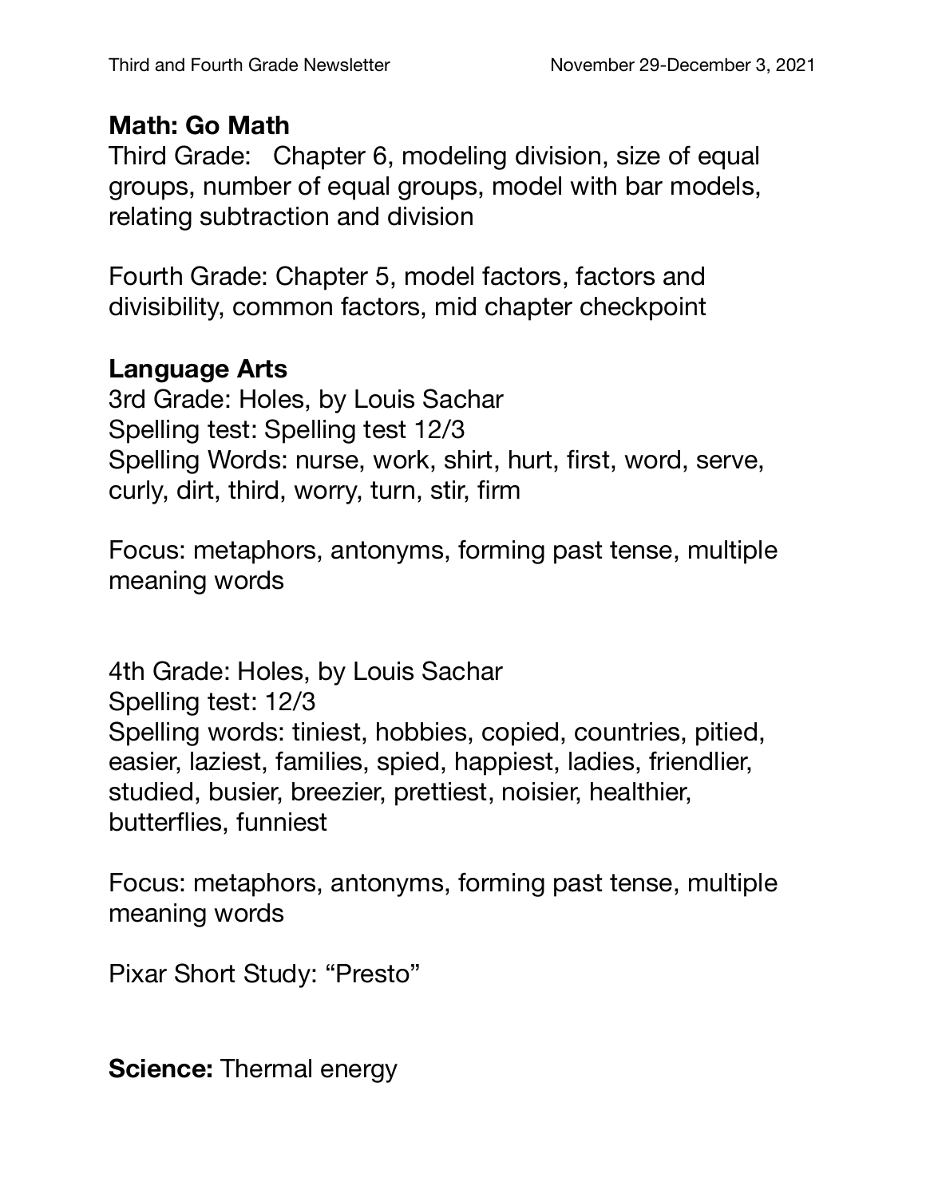## Math: Go Math

Third Grade: Chapter 6, modeling division, size of equal groups, number of equal groups, model with bar models, relating subtraction and division

Fourth Grade: Chapter 5, model factors, factors and divisibility, common factors, mid chapter checkpoint

## Language Arts

3rd Grade: Holes, by Louis Sachar
Spelling test: Spelling test 12/3
Spelling Words: nurse, work, shirt, hurt, first, word, serve, curly, dirt, third, worry, turn, stir, firm

Focus: metaphors, antonyms, forming past tense, multiple meaning words

4th Grade: Holes, by Louis Sachar
Spelling test: 12/3
Spelling words: tiniest, hobbies, copied, countries, pitied, easier, laziest, families, spied, happiest, ladies, friendlier, studied, busier, breezier, prettiest, noisier, healthier, butterflies, funniest

Focus: metaphors, antonyms, forming past tense, multiple meaning words

Pixar Short Study: "Presto"

**Science:** Thermal energy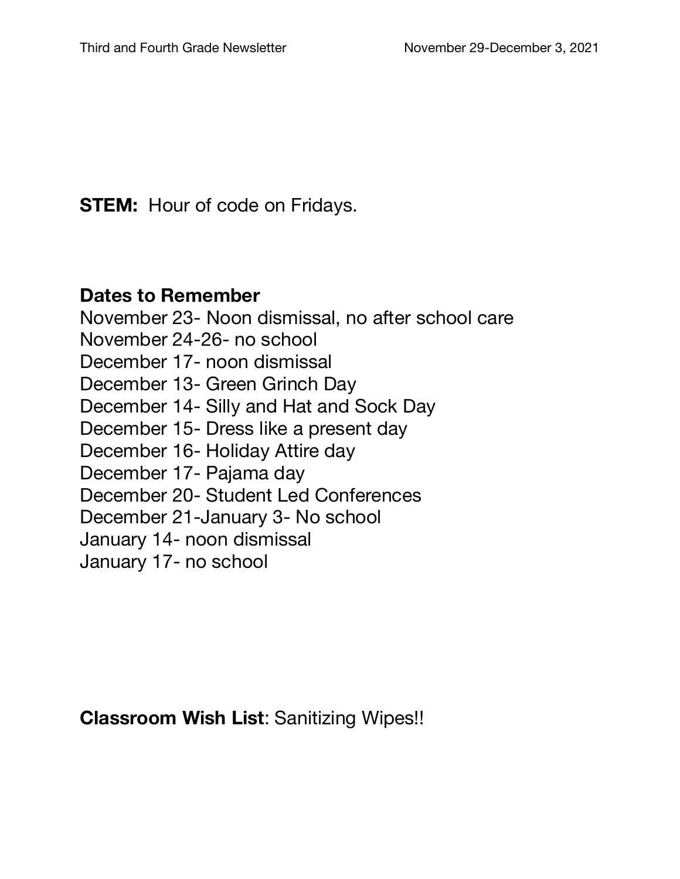**STEM:** Hour of code on Fridays.

**Dates to Remember**

November 23- Noon dismissal, no after school care
November 24-26- no school
December 17- noon dismissal
December 13- Green Grinch Day
December 14- Silly and Hat and Sock Day
December 15- Dress like a present day
December 16- Holiday Attire day
December 17- Pajama day
December 20- Student Led Conferences
December 21-January 3- No school
January 14- noon dismissal
January 17- no school

**Classroom Wish List**: Sanitizing Wipes!!